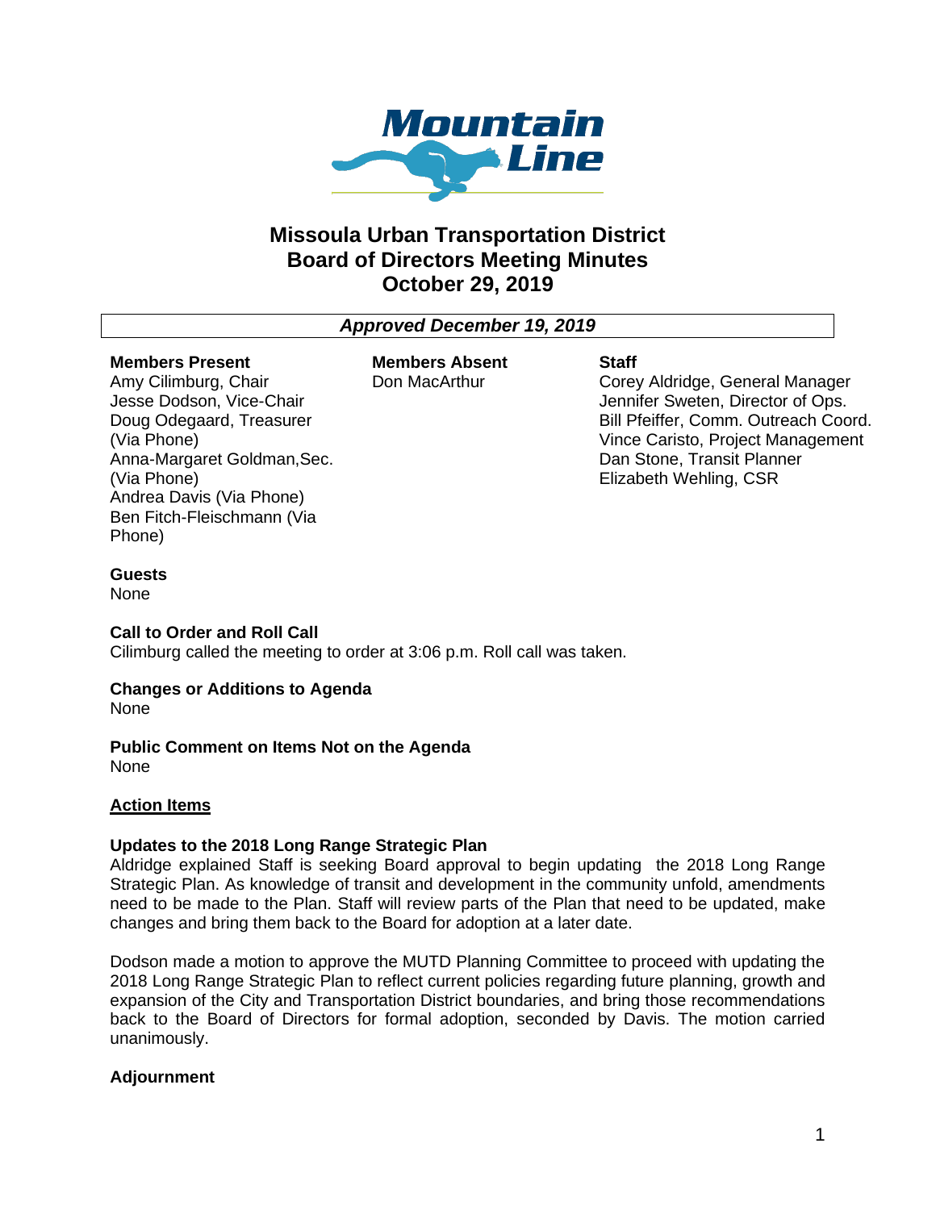# Missoula Urban Transportation District
# Board of Directors Meeting Minutes
# October 29, 2019

***Approved December 19, 2019***

**Members Present**
Amy Cilimburg, Chair
Jesse Dodson, Vice-Chair
Doug Odegaard, Treasurer (Via Phone)
Anna-Margaret Goldman,Sec. (Via Phone)
Andrea Davis (Via Phone)
Ben Fitch-Fleischmann (Via Phone)

**Members Absent**
Don MacArthur

**Staff**
Corey Aldridge, General Manager
Jennifer Sweten, Director of Ops.
Bill Pfeiffer, Comm. Outreach Coord.
Vince Caristo, Project Management
Dan Stone, Transit Planner
Elizabeth Wehling, CSR

**Guests**
None

**Call to Order and Roll Call**
Cilimburg called the meeting to order at 3:06 p.m. Roll call was taken.

**Changes or Additions to Agenda**
None

**Public Comment on Items Not on the Agenda**
None

**Action Items**

**Updates to the 2018 Long Range Strategic Plan**
Aldridge explained Staff is seeking Board approval to begin updating the 2018 Long Range Strategic Plan. As knowledge of transit and development in the community unfold, amendments need to be made to the Plan. Staff will review parts of the Plan that need to be updated, make changes and bring them back to the Board for adoption at a later date.

Dodson made a motion to approve the MUTD Planning Committee to proceed with updating the 2018 Long Range Strategic Plan to reflect current policies regarding future planning, growth and expansion of the City and Transportation District boundaries, and bring those recommendations back to the Board of Directors for formal adoption, seconded by Davis. The motion carried unanimously.

**Adjournment**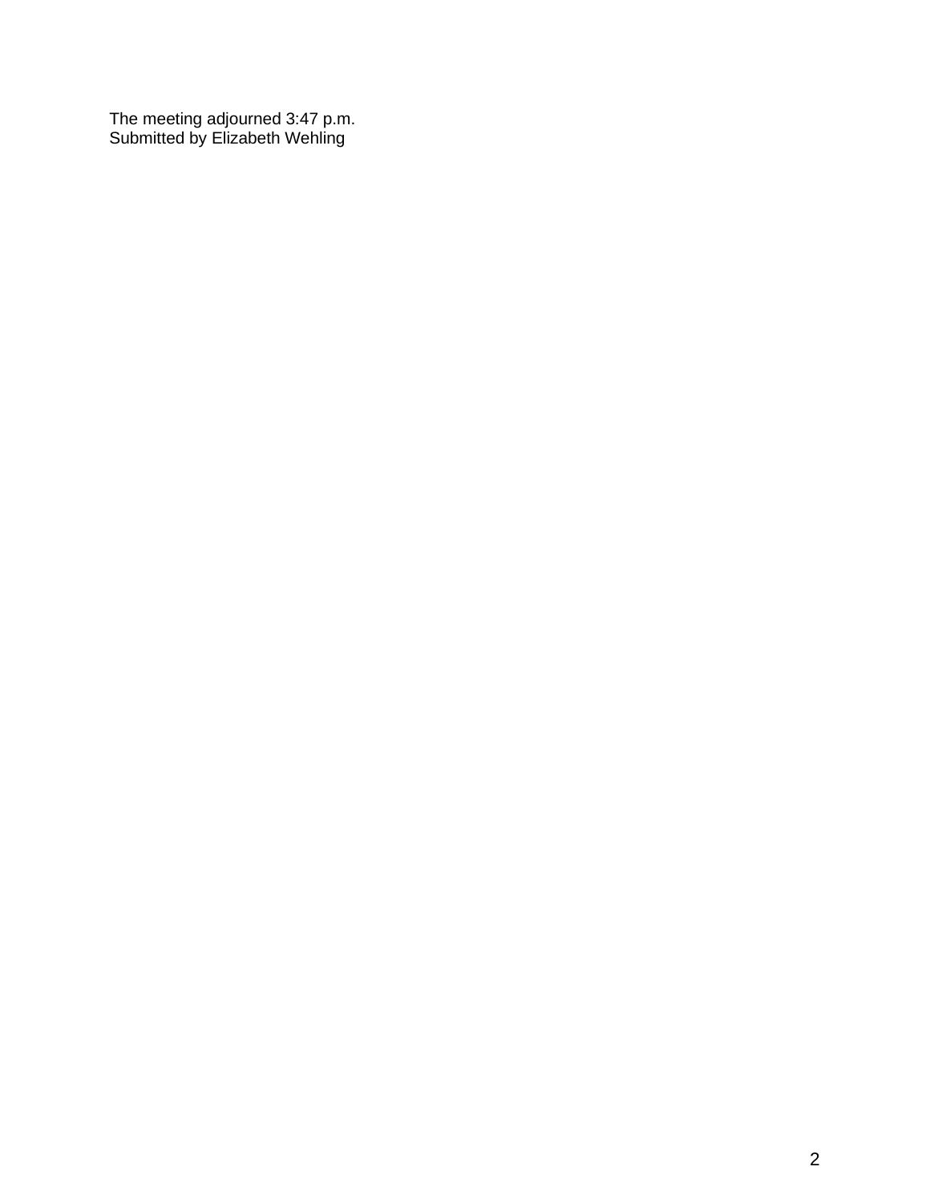The meeting adjourned 3:47 p.m.
Submitted by Elizabeth Wehling